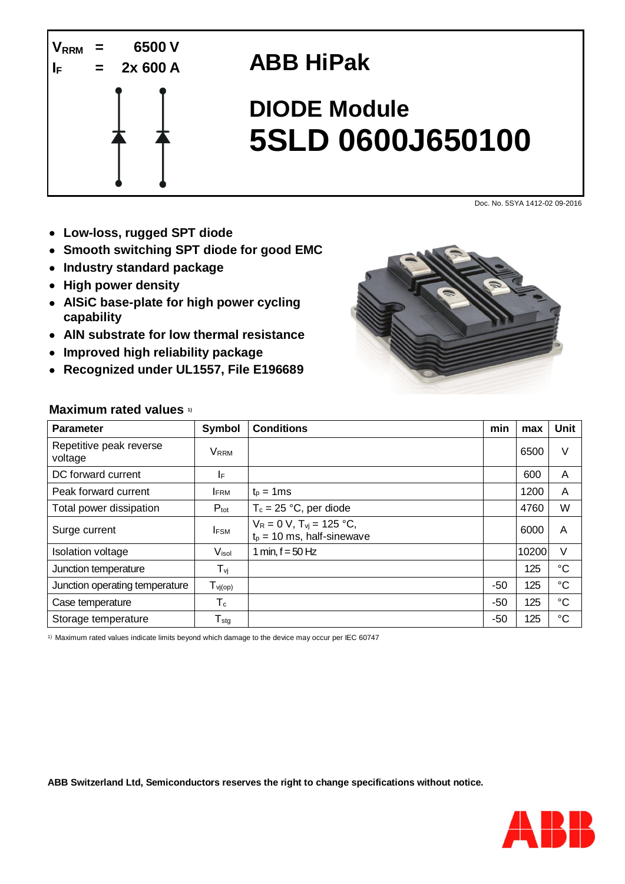$V_{RRM}$ = 6500 V
$I_F$ = 2x 600 A

# ABB HiPak

# DIODE Module
# 5SLD 0600J650100

Doc. No. 5SYA 1412-02 09-2016

- **Low-loss, rugged SPT diode**
- **Smooth switching SPT diode for good EMC**
- **Industry standard package**
- **High power density**
- **AlSiC base-plate for high power cycling capability**
- **AlN substrate for low thermal resistance**
- **Improved high reliability package**
- **Recognized under UL1557, File E196689**

## Maximum rated values [1]

| Parameter | Symbol | Conditions | min | max | Unit |
|---|---|---|---|---|---|
| Repetitive peak reverse voltage | $V_{RRM}$ | | | 6500 | V |
| DC forward current | $I_F$ | | | 600 | A |
| Peak forward current | $I_{FRM}$ | $t_p$ = 1ms | | 1200 | A |
| Total power dissipation | $P_{tot}$ | $T_c$ = 25 °C, per diode | | 4760 | W |
| Surge current | $I_{FSM}$ | $V_R$ = 0 V, $T_{vj}$ = 125 °C, $t_p$ = 10 ms, half-sinewave | | 6000 | A |
| Isolation voltage | $V_{isol}$ | 1 min, f = 50 Hz | | 10200 | V |
| Junction temperature | $T_{vj}$ | | | 125 | °C |
| Junction operating temperature | $T_{vj(op)}$ | | -50 | 125 | °C |
| Case temperature | $T_c$ | | -50 | 125 | °C |
| Storage temperature | $T_{stg}$ | | -50 | 125 | °C |

[1] Maximum rated values indicate limits beyond which damage to the device may occur per IEC 60747

**ABB Switzerland Ltd, Semiconductors reserves the right to change specifications without notice.**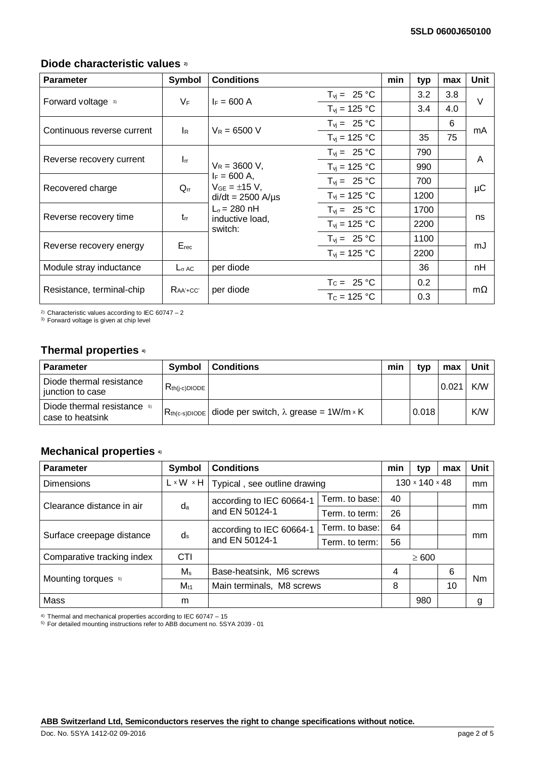## Diode characteristic values [2]

| Parameter | Symbol | Conditions | | min | typ | max | Unit |
|---|---|---|---|---|---|---|---|
| Forward voltage [3] | $V_F$ | $I_F$ = 600 A | $T_{vj}$ = 25 °C | | 3.2 | 3.8 | V |
| | | | $T_{vj}$ = 125 °C | | 3.4 | 4.0 | |
| Continuous reverse current | $I_R$ | $V_R$ = 6500 V | $T_{vj}$ = 25 °C | | | 6 | mA |
| | | | $T_{vj}$ = 125 °C | | 35 | 75 | |
| Reverse recovery current | $I_{rr}$ | $V_R$ = 3600 V, $I_F$ = 600 A, $V_{GE}$ = ±15 V, di/dt = 2500 A/µs $L_\sigma$ = 280 nH inductive load, switch: | $T_{vj}$ = 25 °C | | 790 | | A |
| | | | $T_{vj}$ = 125 °C | | 990 | | |
| Recovered charge | $Q_{rr}$ | | $T_{vj}$ = 25 °C | | 700 | | µC |
| | | | $T_{vj}$ = 125 °C | | 1200 | | |
| Reverse recovery time | $t_{rr}$ | | $T_{vj}$ = 25 °C | | 1700 | | ns |
| | | | $T_{vj}$ = 125 °C | | 2200 | | |
| Reverse recovery energy | $E_{rec}$ | | $T_{vj}$ = 25 °C | | 1100 | | mJ |
| | | | $T_{vj}$ = 125 °C | | 2200 | | |
| Module stray inductance | $L_{\sigma\ AC}$ | per diode | | | 36 | | nH |
| Resistance, terminal-chip | $R_{AA'+CC'}$ | per diode | $T_C$ = 25 °C | | 0.2 | | mΩ |
| | | | $T_C$ = 125 °C | | 0.3 | | |

[2] Characteristic values according to IEC 60747 – 2
[3] Forward voltage is given at chip level

## Thermal properties [4]

| Parameter | Symbol | Conditions | min | typ | max | Unit |
|---|---|---|---|---|---|---|
| Diode thermal resistance junction to case | $R_{th(j-c)DIODE}$ | | | | 0.021 | K/W |
| Diode thermal resistance [5] case to heatsink | $R_{th(c-s)DIODE}$ | diode per switch, λ grease = 1W/m × K | | 0.018 | | K/W |

## Mechanical properties [4]

| Parameter | Symbol | Conditions | | min | typ | max | Unit |
|---|---|---|---|---|---|---|---|
| Dimensions | L × W × H | Typical , see outline drawing | | 130 × 140 × 48 | | | mm |
| Clearance distance in air | $d_a$ | according to IEC 60664-1 and EN 50124-1 | Term. to base: | 40 | | | mm |
| | | | Term. to term: | 26 | | | |
| Surface creepage distance | $d_s$ | according to IEC 60664-1 and EN 50124-1 | Term. to base: | 64 | | | mm |
| | | | Term. to term: | 56 | | | |
| Comparative tracking index | CTI | | | ≥ 600 | | | |
| Mounting torques [5] | $M_s$ | Base-heatsink, M6 screws | | 4 | | 6 | Nm |
| | $M_{t1}$ | Main terminals, M8 screws | | 8 | | 10 | |
| Mass | m | | | | 980 | | g |

[4] Thermal and mechanical properties according to IEC 60747 – 15
[5] For detailed mounting instructions refer to ABB document no. 5SYA 2039 - 01

**ABB Switzerland Ltd, Semiconductors reserves the right to change specifications without notice.**

Doc. No. 5SYA 1412-02 09-2016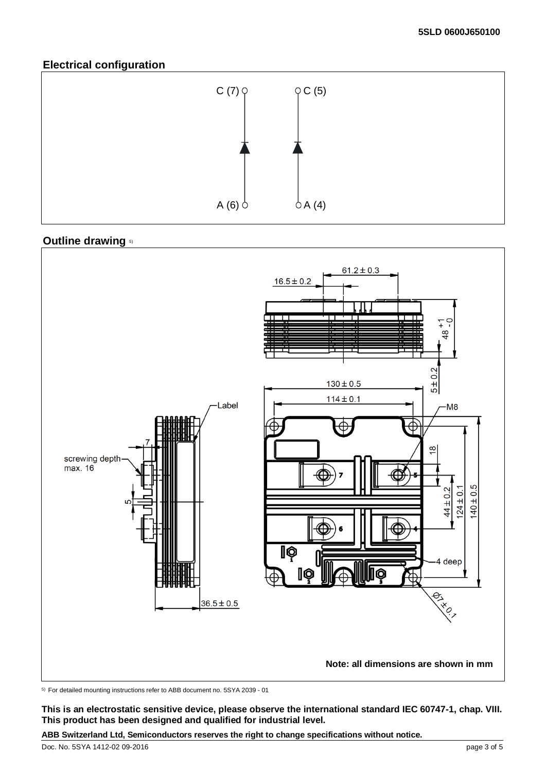## Electrical configuration

C (7) C (5)

A (6) A (4)

## Outline drawing [5]

Label

screwing depth max. 16

M8

4 deep

Note: all dimensions are shown in mm

[5] For detailed mounting instructions refer to ABB document no. 5SYA 2039 - 01

**This is an electrostatic sensitive device, please observe the international standard IEC 60747-1, chap. VIII. This product has been designed and qualified for industrial level.**

**ABB Switzerland Ltd, Semiconductors reserves the right to change specifications without notice.**

Doc. No. 5SYA 1412-02 09-2016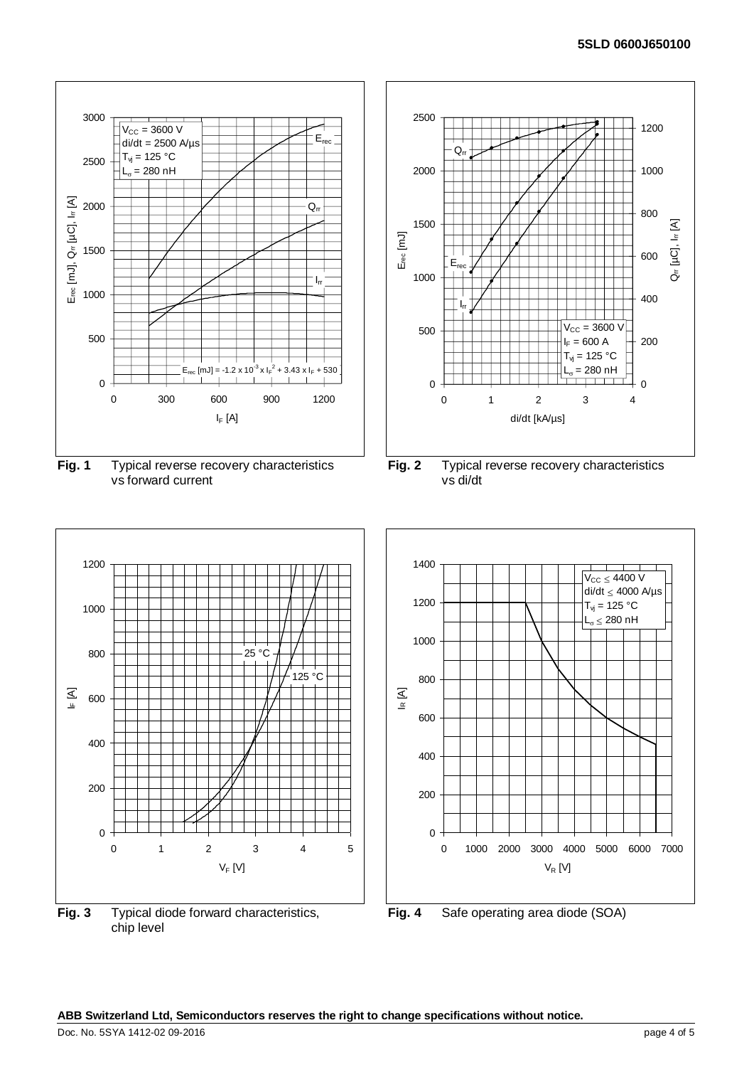$V_{CC}$ = 3600 V
di/dt = 2500 A/µs
$T_{vj}$ = 125 °C
$L_\sigma$ = 280 nH

$E_{rec}$ [mJ] = $-1.2 \times 10^{-3} \times I_F^2 + 3.43 \times I_F + 530$

**Fig. 1** Typical reverse recovery characteristics vs forward current

$V_{CC}$ = 3600 V
$I_F$ = 600 A
$T_{vj}$ = 125 °C
$L_\sigma$ = 280 nH

**Fig. 2** Typical reverse recovery characteristics vs di/dt

**Fig. 3** Typical diode forward characteristics, chip level

$V_{CC} \leq$ 4400 V
di/dt $\leq$ 4000 A/µs
$T_{vj}$ = 125 °C
$L_\sigma \leq$ 280 nH

**Fig. 4** Safe operating area diode (SOA)

**ABB Switzerland Ltd, Semiconductors reserves the right to change specifications without notice.**

Doc. No. 5SYA 1412-02 09-2016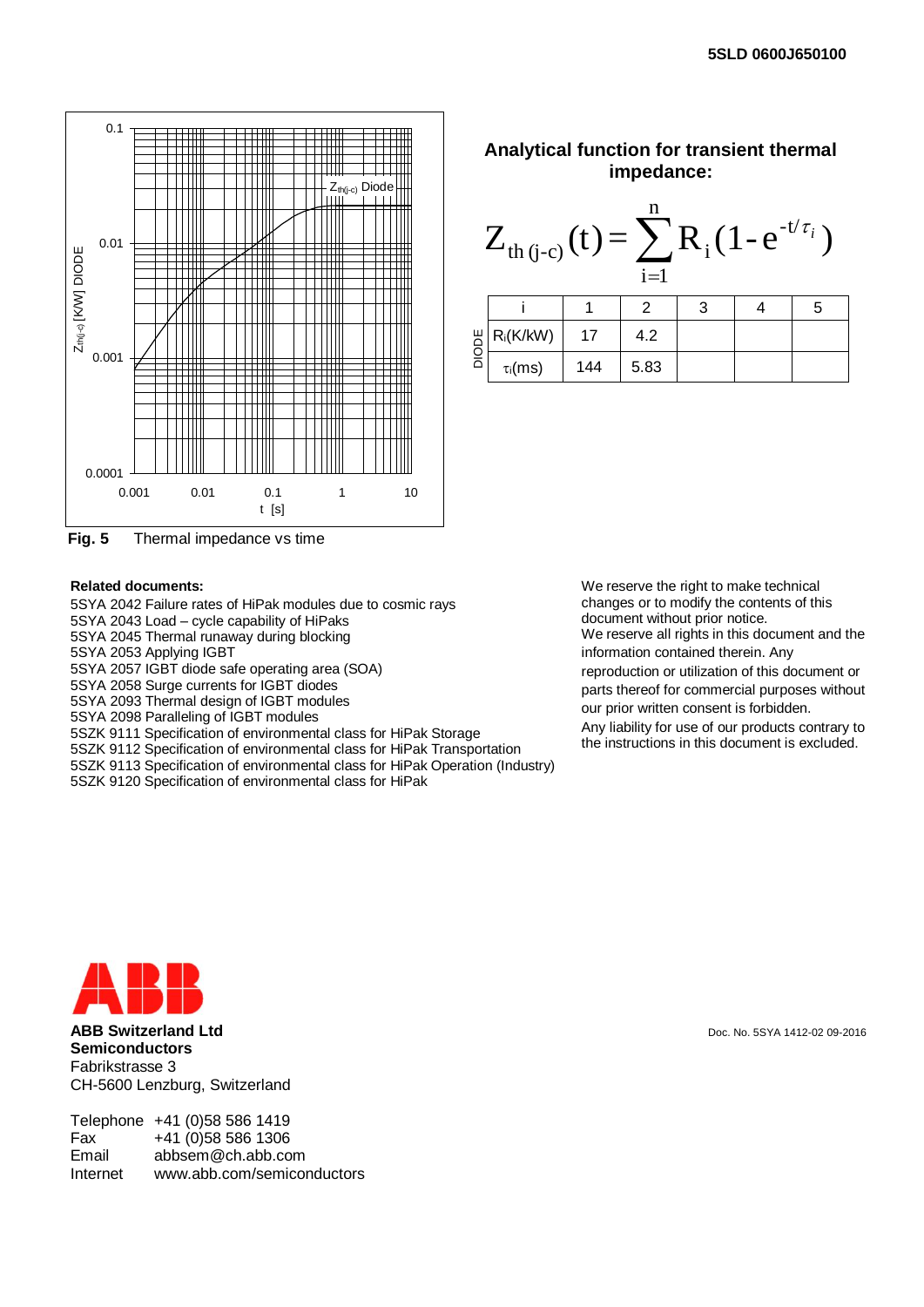0.1

0.01

0.001

0.0001

$Z_{th(j-c)}$ [K/W] DIODE

$Z_{th(j-c)}$ Diode

0.001 0.01 0.1 1 10

t [s]

**Fig. 5** Thermal impedance vs time

### Analytical function for transient thermal impedance:

$$Z_{th\,(j\text{-}c)}(t) = \sum_{i=1}^{n} R_i (1 - e^{-t/\tau_i})$$

| | i | 1 | 2 | 3 | 4 | 5 |
|---|---|---|---|---|---|---|
| DIODE | $R_i$(K/kW) | 17 | 4.2 | | | |
| | $\tau_i$(ms) | 144 | 5.83 | | | |

**Related documents:**

5SYA 2042 Failure rates of HiPak modules due to cosmic rays
5SYA 2043 Load – cycle capability of HiPaks
5SYA 2045 Thermal runaway during blocking
5SYA 2053 Applying IGBT
5SYA 2057 IGBT diode safe operating area (SOA)
5SYA 2058 Surge currents for IGBT diodes
5SYA 2093 Thermal design of IGBT modules
5SYA 2098 Paralleling of IGBT modules
5SZK 9111 Specification of environmental class for HiPak Storage
5SZK 9112 Specification of environmental class for HiPak Transportation
5SZK 9113 Specification of environmental class for HiPak Operation (Industry)
5SZK 9120 Specification of environmental class for HiPak

We reserve the right to make technical changes or to modify the contents of this document without prior notice.
We reserve all rights in this document and the information contained therein. Any reproduction or utilization of this document or parts thereof for commercial purposes without our prior written consent is forbidden.
Any liability for use of our products contrary to the instructions in this document is excluded.

**ABB Switzerland Ltd**
**Semiconductors**
Fabrikstrasse 3
CH-5600 Lenzburg, Switzerland

Telephone +41 (0)58 586 1419
Fax +41 (0)58 586 1306
Email abbsem@ch.abb.com
Internet www.abb.com/semiconductors

Doc. No. 5SYA 1412-02 09-2016